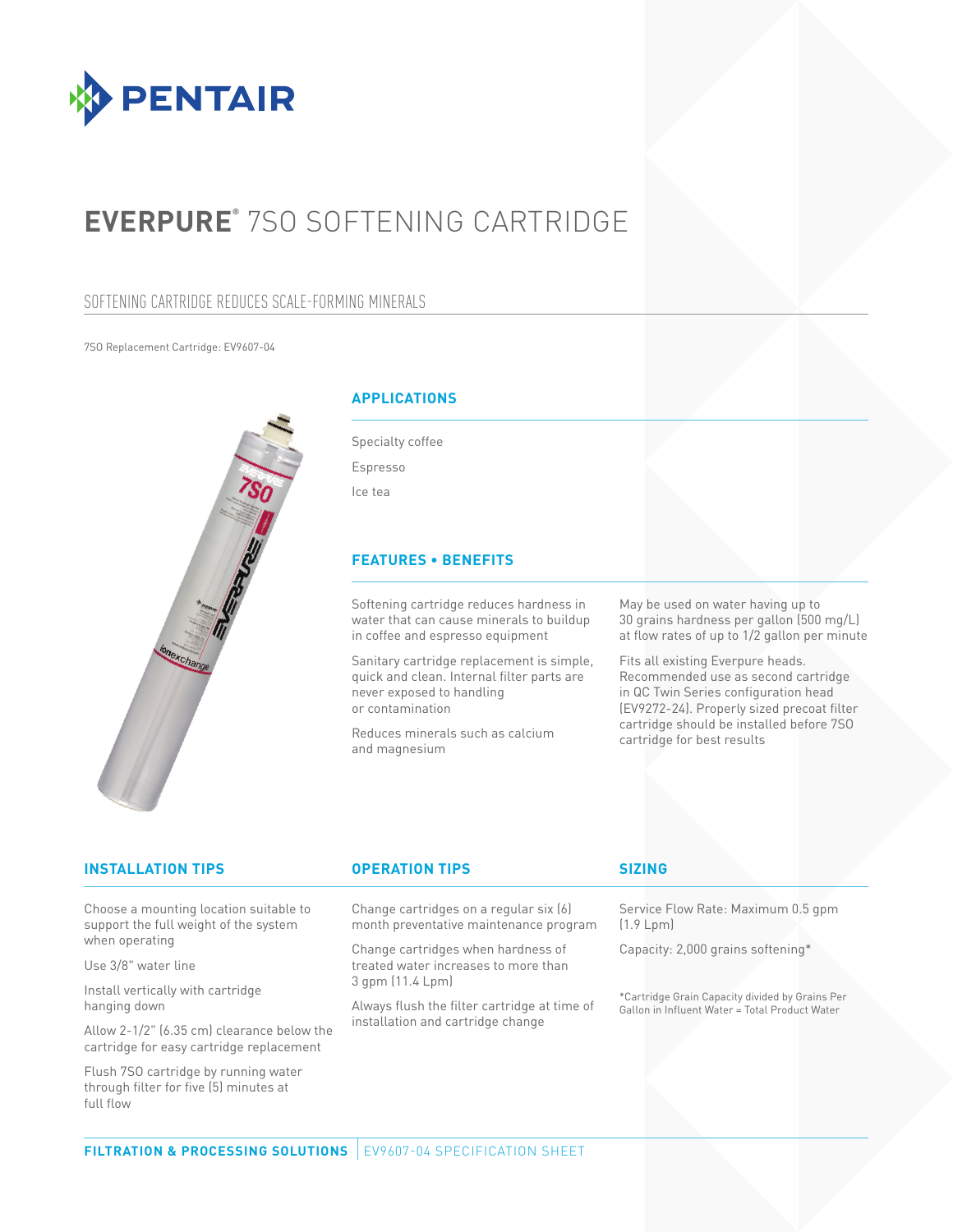# EVERPURE® 7SO SOFTENING CARTRIDGE

## SOFTENING CARTRIDGE REDUCES SCALE-FORMING MINERALS

7SO Replacement Cartridge: EV9607-04

### APPLICATIONS

Specialty coffee

Espresso

Ice tea

### FEATURES • BENEFITS

Softening cartridge reduces hardness in water that can cause minerals to buildup in coffee and espresso equipment

Sanitary cartridge replacement is simple, quick and clean. Internal filter parts are never exposed to handling or contamination

Reduces minerals such as calcium and magnesium

May be used on water having up to 30 grains hardness per gallon (500 mg/L) at flow rates of up to 1/2 gallon per minute

Fits all existing Everpure heads. Recommended use as second cartridge in QC Twin Series configuration head (EV9272-24). Properly sized precoat filter cartridge should be installed before 7SO cartridge for best results

### INSTALLATION TIPS

Choose a mounting location suitable to support the full weight of the system when operating

Use 3/8" water line

Install vertically with cartridge hanging down

Allow 2-1/2" (6.35 cm) clearance below the cartridge for easy cartridge replacement

Flush 7SO cartridge by running water through filter for five (5) minutes at full flow

### OPERATION TIPS

Change cartridges on a regular six (6) month preventative maintenance program

Change cartridges when hardness of treated water increases to more than 3 gpm (11.4 Lpm)

Always flush the filter cartridge at time of installation and cartridge change

### SIZING

Service Flow Rate: Maximum 0.5 gpm (1.9 Lpm)

Capacity: 2,000 grains softening*

*Cartridge Grain Capacity divided by Grains Per Gallon in Influent Water = Total Product Water

**FILTRATION & PROCESSING SOLUTIONS** | EV9607-04 SPECIFICATION SHEET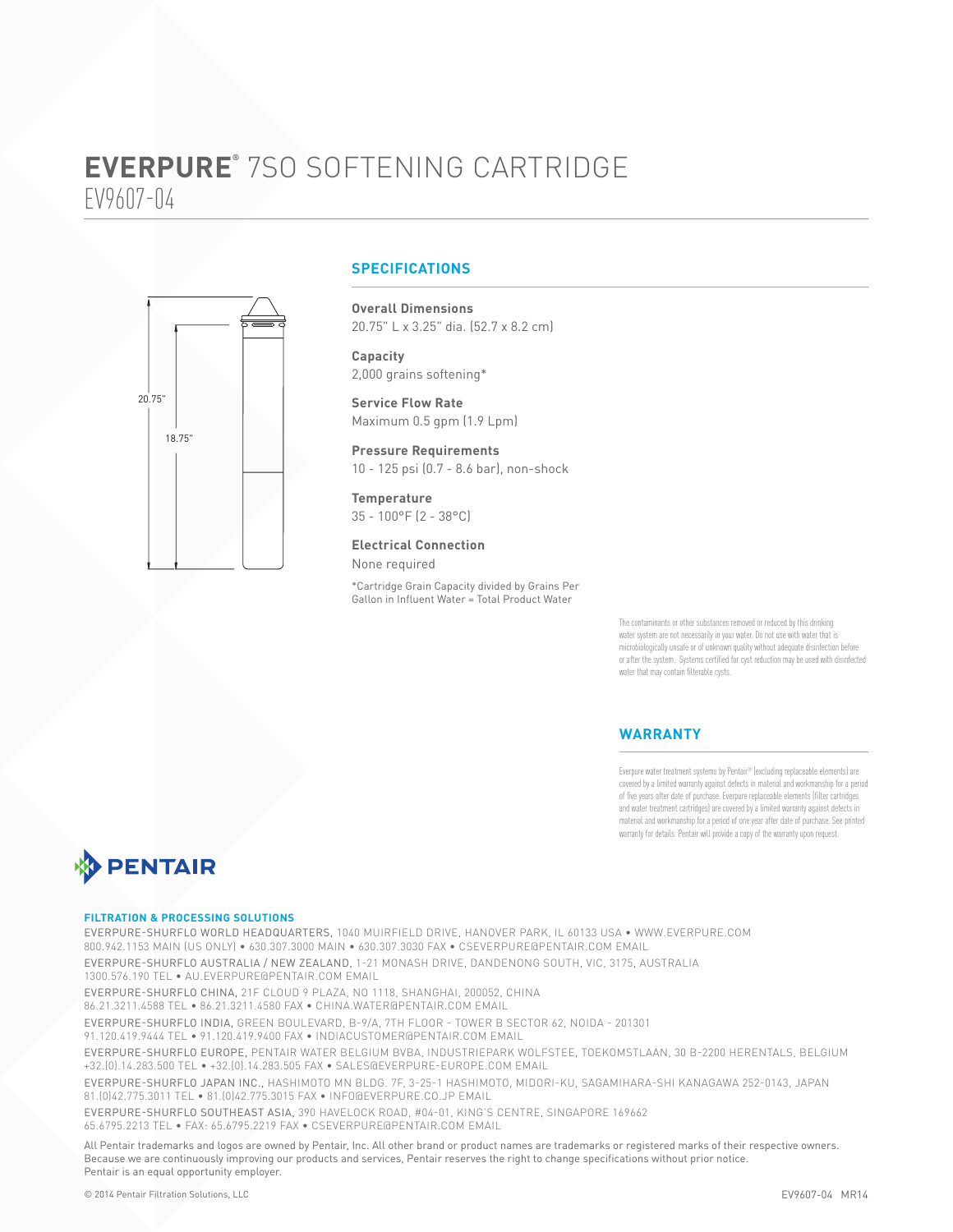# EVERPURE® 7SO SOFTENING CARTRIDGE

EV9607-04

20.75"

18.75"

## SPECIFICATIONS

**Overall Dimensions**
20.75" L x 3.25" dia. (52.7 x 8.2 cm)

**Capacity**
2,000 grains softening*

**Service Flow Rate**
Maximum 0.5 gpm (1.9 Lpm)

**Pressure Requirements**
10 - 125 psi (0.7 - 8.6 bar), non-shock

**Temperature**
35 - 100°F (2 - 38°C)

**Electrical Connection**
None required

*Cartridge Grain Capacity divided by Grains Per Gallon in Influent Water = Total Product Water

The contaminants or other substances removed or reduced by this drinking water system are not necessarily in your water. Do not use with water that is microbiologically unsafe or of unknown quality without adequate disinfection before or after the system. Systems certified for cyst reduction may be used with disinfected water that may contain filterable cysts.

## WARRANTY

Everpure water treatment systems by Pentair® (excluding replaceable elements) are covered by a limited warranty against defects in material and workmanship for a period of five years after date of purchase. Everpure replaceable elements (filter cartridges and water treatment cartridges) are covered by a limited warranty against defects in material and workmanship for a period of one year after date of purchase. See printed warranty for details. Pentair will provide a copy of the warranty upon request.

PENTAIR

**FILTRATION & PROCESSING SOLUTIONS**

EVERPURE-SHURFLO WORLD HEADQUARTERS, 1040 MUIRFIELD DRIVE, HANOVER PARK, IL 60133 USA • WWW.EVERPURE.COM
800.942.1153 MAIN (US ONLY) • 630.307.3000 MAIN • 630.307.3030 FAX • CSEVERPURE@PENTAIR.COM EMAIL

EVERPURE-SHURFLO AUSTRALIA / NEW ZEALAND, 1-21 MONASH DRIVE, DANDENONG SOUTH, VIC, 3175, AUSTRALIA
1300.576.190 TEL • AU.EVERPURE@PENTAIR.COM EMAIL

EVERPURE-SHURFLO CHINA, 21F CLOUD 9 PLAZA, NO 1118, SHANGHAI, 200052, CHINA
86.21.3211.4588 TEL • 86.21.3211.4580 FAX • CHINA.WATER@PENTAIR.COM EMAIL

EVERPURE-SHURFLO INDIA, GREEN BOULEVARD, B-9/A, 7TH FLOOR - TOWER B SECTOR 62, NOIDA - 201301
91.120.419.9444 TEL • 91.120.419.9400 FAX • INDIACUSTOMER@PENTAIR.COM EMAIL

EVERPURE-SHURFLO EUROPE, PENTAIR WATER BELGIUM BVBA, INDUSTRIEPARK WOLFSTEE, TOEKOMSTLAAN, 30 B-2200 HERENTALS, BELGIUM
+32.(0).14.283.500 TEL • +32.(0).14.283.505 FAX • SALES@EVERPURE-EUROPE.COM EMAIL

EVERPURE-SHURFLO JAPAN INC., HASHIMOTO MN BLDG. 7F, 3-25-1 HASHIMOTO, MIDORI-KU, SAGAMIHARA-SHI KANAGAWA 252-0143, JAPAN
81.(0)42.775.3011 TEL • 81.(0)42.775.3015 FAX • INFO@EVERPURE.CO.JP EMAIL

EVERPURE-SHURFLO SOUTHEAST ASIA, 390 HAVELOCK ROAD, #04-01, KING'S CENTRE, SINGAPORE 169662
65.6795.2213 TEL • FAX: 65.6795.2219 FAX • CSEVERPURE@PENTAIR.COM EMAIL

All Pentair trademarks and logos are owned by Pentair, Inc. All other brand or product names are trademarks or registered marks of their respective owners. Because we are continuously improving our products and services, Pentair reserves the right to change specifications without prior notice.
Pentair is an equal opportunity employer.

© 2014 Pentair Filtration Solutions, LLC

EV9607-04 MR14